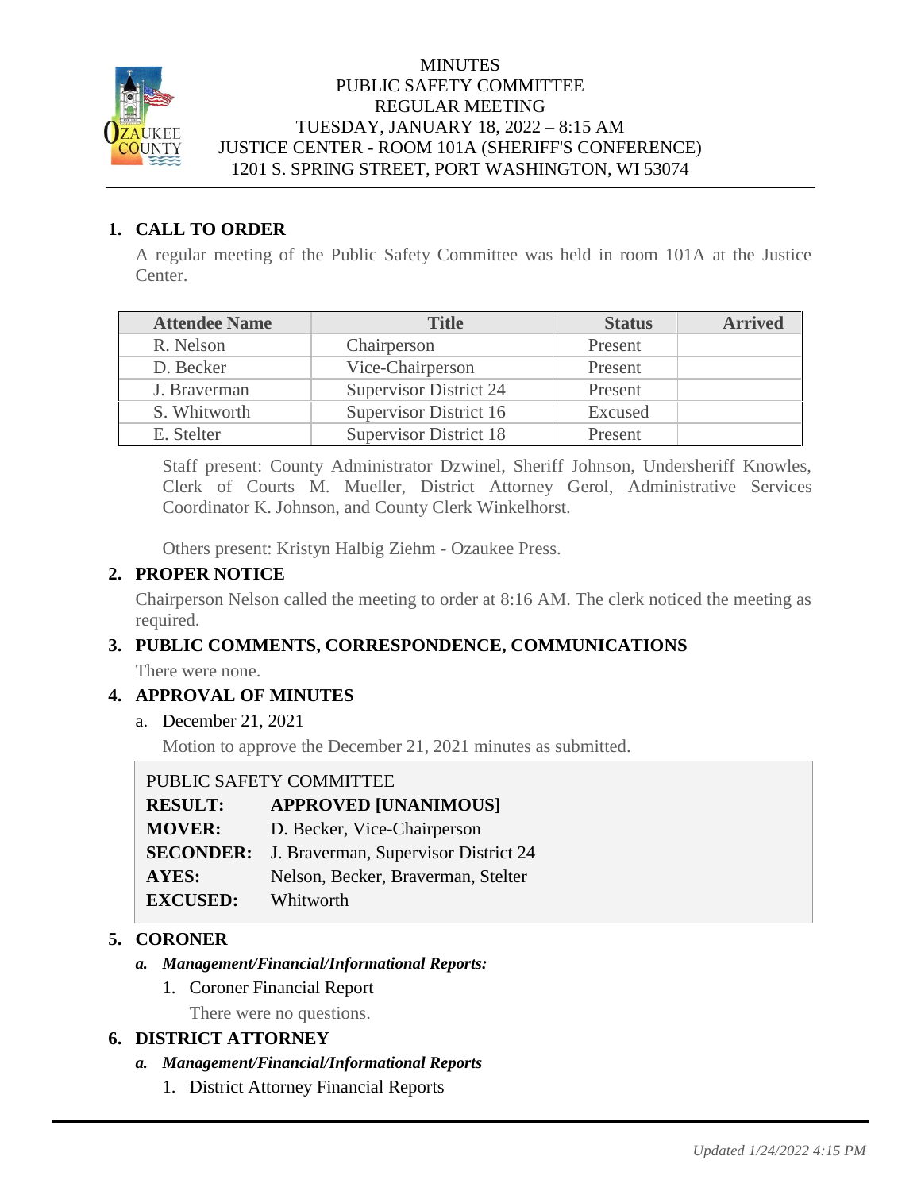# MINUTES
## PUBLIC SAFETY COMMITTEE
## REGULAR MEETING
## TUESDAY, JANUARY 18, 2022 – 8:15 AM
## JUSTICE CENTER - ROOM 101A (SHERIFF'S CONFERENCE)
## 1201 S. SPRING STREET, PORT WASHINGTON, WI 53074

### 1. CALL TO ORDER

A regular meeting of the Public Safety Committee was held in room 101A at the Justice Center.

| Attendee Name | Title | Status | Arrived |
|---|---|---|---|
| R. Nelson | Chairperson | Present | |
| D. Becker | Vice-Chairperson | Present | |
| J. Braverman | Supervisor District 24 | Present | |
| S. Whitworth | Supervisor District 16 | Excused | |
| E. Stelter | Supervisor District 18 | Present | |

Staff present: County Administrator Dzwinel, Sheriff Johnson, Undersheriff Knowles, Clerk of Courts M. Mueller, District Attorney Gerol, Administrative Services Coordinator K. Johnson, and County Clerk Winkelhorst.

Others present: Kristyn Halbig Ziehm - Ozaukee Press.

### 2. PROPER NOTICE

Chairperson Nelson called the meeting to order at 8:16 AM. The clerk noticed the meeting as required.

### 3. PUBLIC COMMENTS, CORRESPONDENCE, COMMUNICATIONS

There were none.

### 4. APPROVAL OF MINUTES

a. December 21, 2021

Motion to approve the December 21, 2021 minutes as submitted.

PUBLIC SAFETY COMMITTEE

**RESULT:** **APPROVED [UNANIMOUS]**
**MOVER:** D. Becker, Vice-Chairperson
**SECONDER:** J. Braverman, Supervisor District 24
**AYES:** Nelson, Becker, Braverman, Stelter
**EXCUSED:** Whitworth

### 5. CORONER

***a. Management/Financial/Informational Reports:***

1. Coroner Financial Report

   There were no questions.

### 6. DISTRICT ATTORNEY

***a. Management/Financial/Informational Reports***

1. District Attorney Financial Reports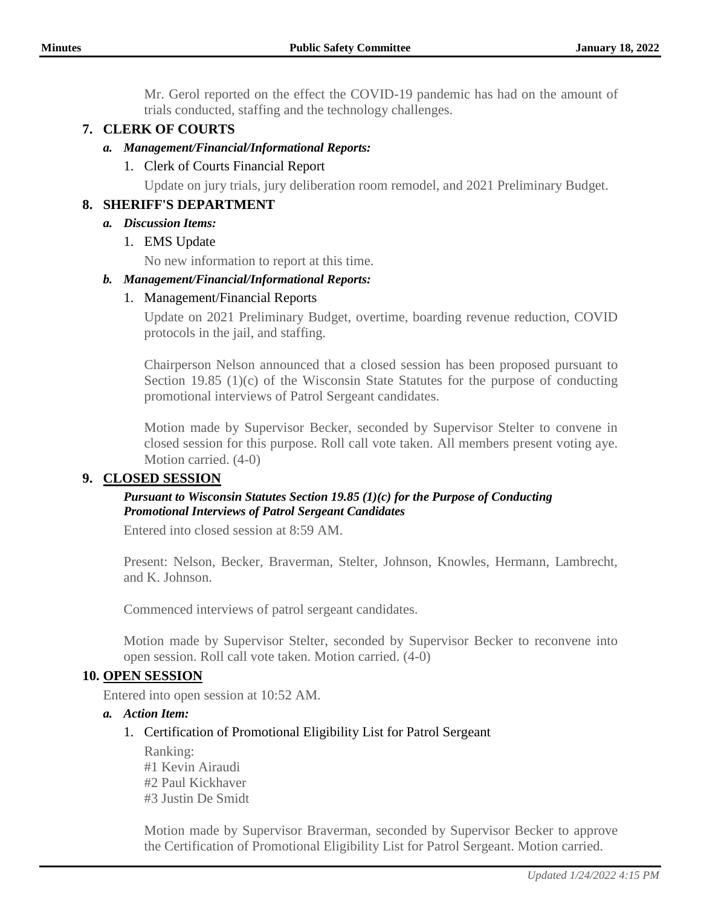Mr. Gerol reported on the effect the COVID-19 pandemic has had on the amount of trials conducted, staffing and the technology challenges.

## 7. CLERK OF COURTS

### *a. Management/Financial/Informational Reports:*

1. Clerk of Courts Financial Report

   Update on jury trials, jury deliberation room remodel, and 2021 Preliminary Budget.

## 8. SHERIFF'S DEPARTMENT

### *a. Discussion Items:*

1. EMS Update

   No new information to report at this time.

### *b. Management/Financial/Informational Reports:*

1. Management/Financial Reports

   Update on 2021 Preliminary Budget, overtime, boarding revenue reduction, COVID protocols in the jail, and staffing.

   Chairperson Nelson announced that a closed session has been proposed pursuant to Section 19.85 (1)(c) of the Wisconsin State Statutes for the purpose of conducting promotional interviews of Patrol Sergeant candidates.

   Motion made by Supervisor Becker, seconded by Supervisor Stelter to convene in closed session for this purpose. Roll call vote taken. All members present voting aye. Motion carried. (4-0)

## 9. CLOSED SESSION

***Pursuant to Wisconsin Statutes Section 19.85 (1)(c) for the Purpose of Conducting Promotional Interviews of Patrol Sergeant Candidates***

Entered into closed session at 8:59 AM.

Present: Nelson, Becker, Braverman, Stelter, Johnson, Knowles, Hermann, Lambrecht, and K. Johnson.

Commenced interviews of patrol sergeant candidates.

Motion made by Supervisor Stelter, seconded by Supervisor Becker to reconvene into open session. Roll call vote taken. Motion carried. (4-0)

## 10. OPEN SESSION

Entered into open session at 10:52 AM.

### *a. Action Item:*

1. Certification of Promotional Eligibility List for Patrol Sergeant

   Ranking:
   #1 Kevin Airaudi
   #2 Paul Kickhaver
   #3 Justin De Smidt

   Motion made by Supervisor Braverman, seconded by Supervisor Becker to approve the Certification of Promotional Eligibility List for Patrol Sergeant. Motion carried.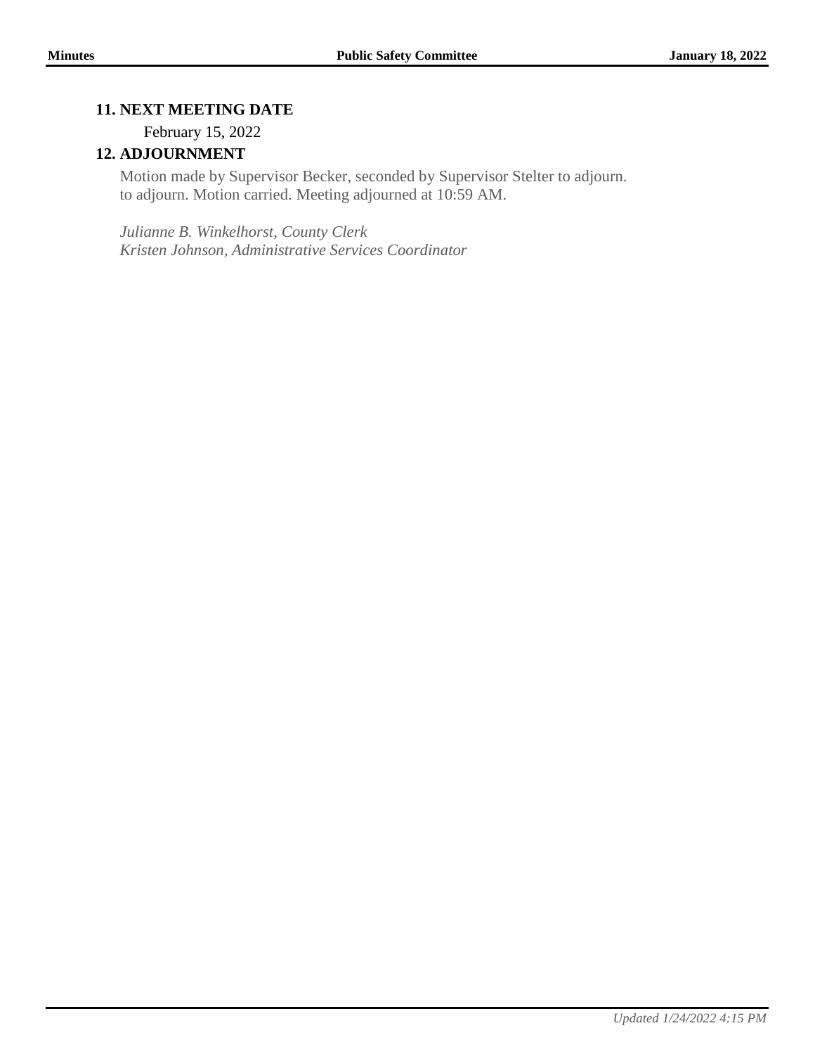## 11. NEXT MEETING DATE

February 15, 2022

## 12. ADJOURNMENT

Motion made by Supervisor Becker, seconded by Supervisor Stelter to adjourn. to adjourn. Motion carried. Meeting adjourned at 10:59 AM.

*Julianne B. Winkelhorst, County Clerk*
*Kristen Johnson, Administrative Services Coordinator*